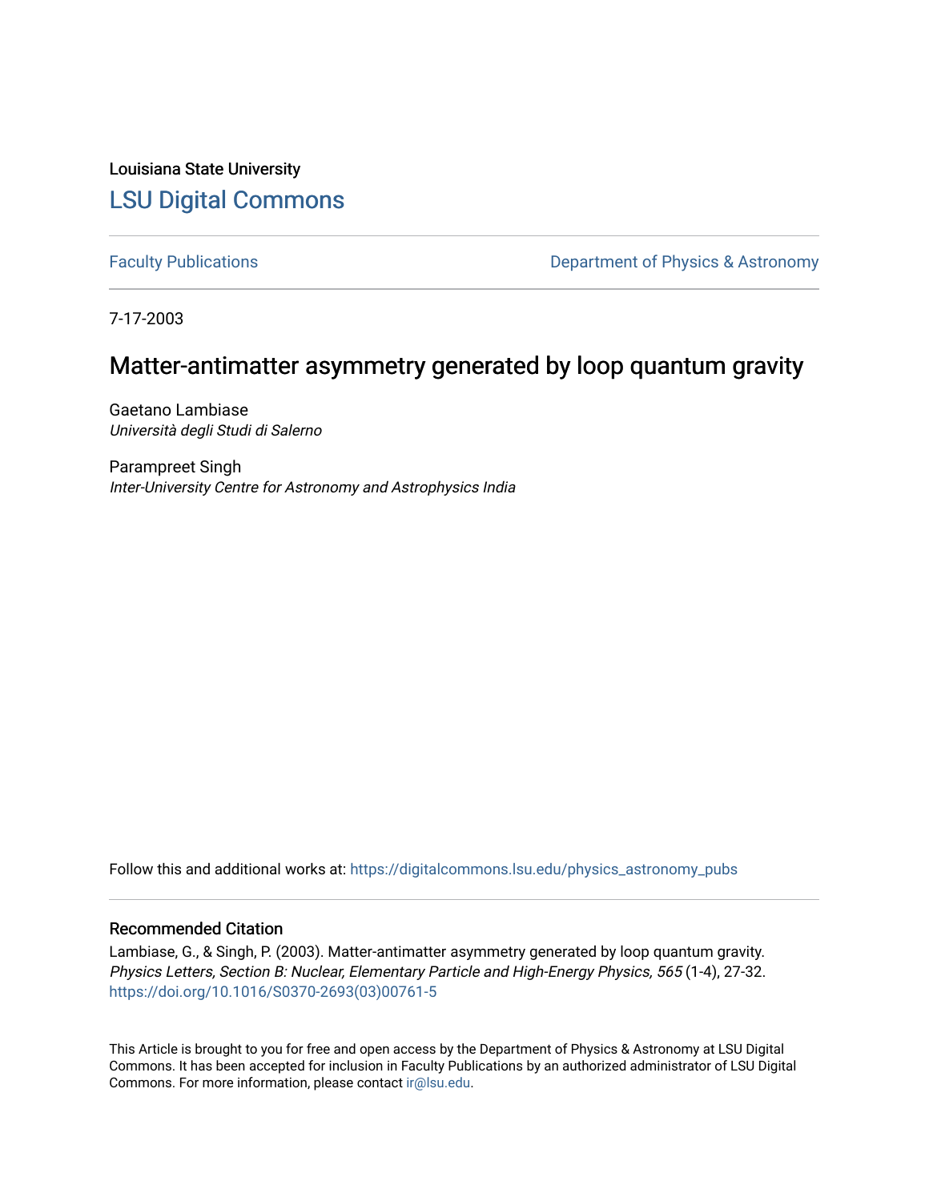Louisiana State University

# LSU Digital Commons

Faculty Publications

Department of Physics & Astronomy

7-17-2003

## Matter-antimatter asymmetry generated by loop quantum gravity

Gaetano Lambiase
*Università degli Studi di Salerno*

Parampreet Singh
*Inter-University Centre for Astronomy and Astrophysics India*

Follow this and additional works at: https://digitalcommons.lsu.edu/physics_astronomy_pubs

### Recommended Citation

Lambiase, G., & Singh, P. (2003). Matter-antimatter asymmetry generated by loop quantum gravity. *Physics Letters, Section B: Nuclear, Elementary Particle and High-Energy Physics, 565* (1-4), 27-32. https://doi.org/10.1016/S0370-2693(03)00761-5

This Article is brought to you for free and open access by the Department of Physics & Astronomy at LSU Digital Commons. It has been accepted for inclusion in Faculty Publications by an authorized administrator of LSU Digital Commons. For more information, please contact ir@lsu.edu.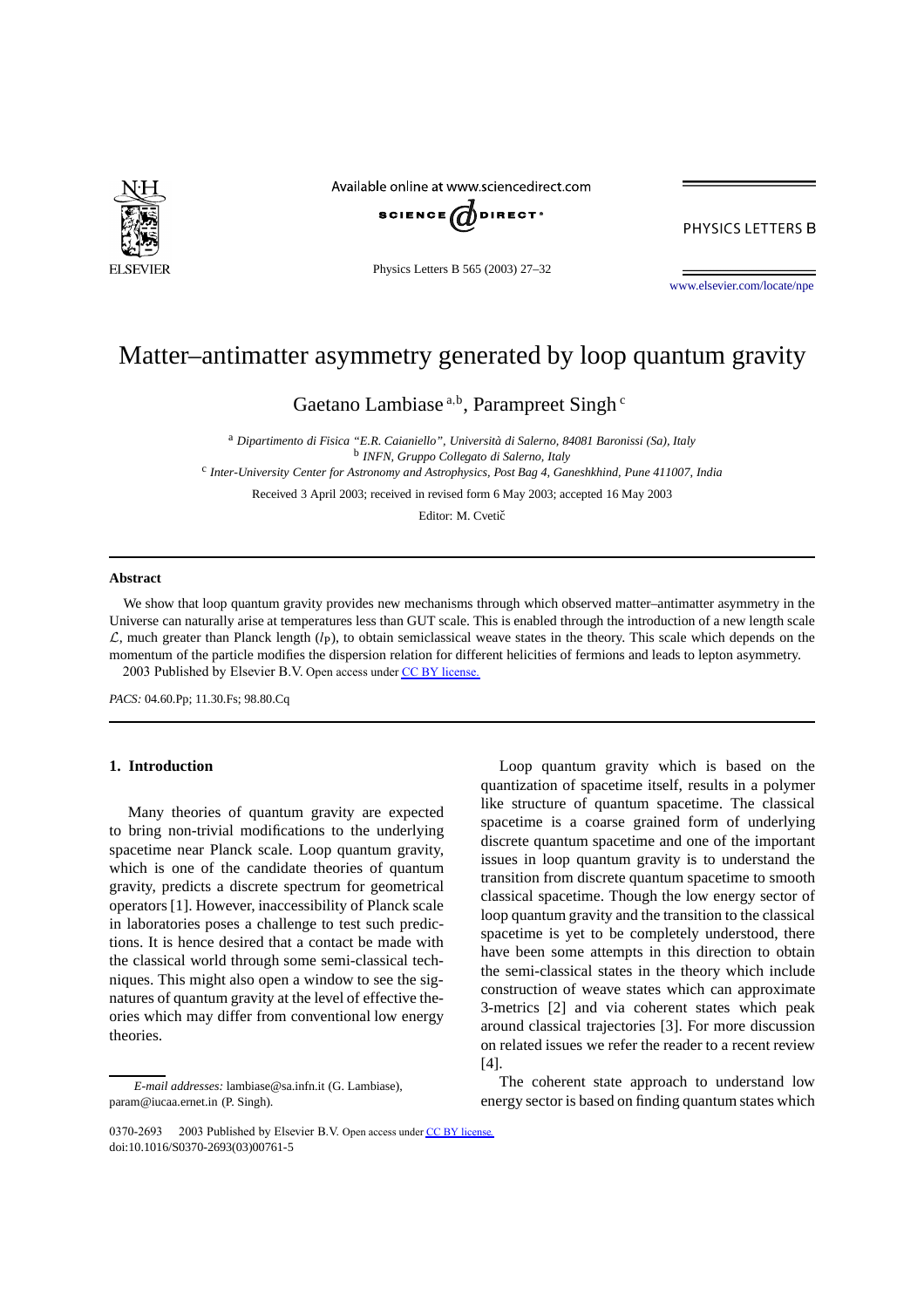# Matter–antimatter asymmetry generated by loop quantum gravity

Gaetano Lambiase [a,b], Parampreet Singh [c]

[a] *Dipartimento di Fisica "E.R. Caianiello", Università di Salerno, 84081 Baronissi (Sa), Italy*
[b] *INFN, Gruppo Collegato di Salerno, Italy*
[c] *Inter-University Center for Astronomy and Astrophysics, Post Bag 4, Ganeshkhind, Pune 411007, India*

Received 3 April 2003; received in revised form 6 May 2003; accepted 16 May 2003

Editor: M. Cvetič

## Abstract

We show that loop quantum gravity provides new mechanisms through which observed matter–antimatter asymmetry in the Universe can naturally arise at temperatures less than GUT scale. This is enabled through the introduction of a new length scale $\mathcal{L}$, much greater than Planck length ($l_P$), to obtain semiclassical weave states in the theory. This scale which depends on the momentum of the particle modifies the dispersion relation for different helicities of fermions and leads to lepton asymmetry.

2003 Published by Elsevier B.V. Open access under CC BY license.

*PACS:* 04.60.Pp; 11.30.Fs; 98.80.Cq

## 1. Introduction

Many theories of quantum gravity are expected to bring non-trivial modifications to the underlying spacetime near Planck scale. Loop quantum gravity, which is one of the candidate theories of quantum gravity, predicts a discrete spectrum for geometrical operators [1]. However, inaccessibility of Planck scale in laboratories poses a challenge to test such predictions. It is hence desired that a contact be made with the classical world through some semi-classical techniques. This might also open a window to see the signatures of quantum gravity at the level of effective theories which may differ from conventional low energy theories.

Loop quantum gravity which is based on the quantization of spacetime itself, results in a polymer like structure of quantum spacetime. The classical spacetime is a coarse grained form of underlying discrete quantum spacetime and one of the important issues in loop quantum gravity is to understand the transition from discrete quantum spacetime to smooth classical spacetime. Though the low energy sector of loop quantum gravity and the transition to the classical spacetime is yet to be completely understood, there have been some attempts in this direction to obtain the semi-classical states in the theory which include construction of weave states which can approximate 3-metrics [2] and via coherent states which peak around classical trajectories [3]. For more discussion on related issues we refer the reader to a recent review [4].

The coherent state approach to understand low energy sector is based on finding quantum states which

*E-mail addresses:* lambiase@sa.infn.it (G. Lambiase), param@iucaa.ernet.in (P. Singh).

0370-2693 2003 Published by Elsevier B.V. Open access under CC BY license.
doi:10.1016/S0370-2693(03)00761-5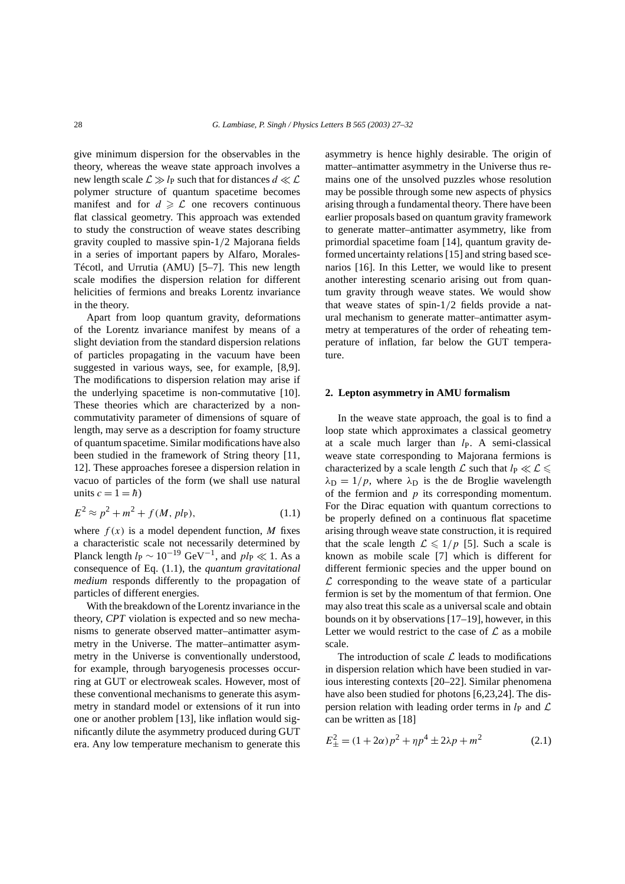give minimum dispersion for the observables in the theory, whereas the weave state approach involves a new length scale $\mathcal{L} \gg l_{\rm P}$ such that for distances $d \ll \mathcal{L}$ polymer structure of quantum spacetime becomes manifest and for $d \geqslant \mathcal{L}$ one recovers continuous flat classical geometry. This approach was extended to study the construction of weave states describing gravity coupled to massive spin-$1/2$ Majorana fields in a series of important papers by Alfaro, Morales-Técotl, and Urrutia (AMU) [5–7]. This new length scale modifies the dispersion relation for different helicities of fermions and breaks Lorentz invariance in the theory.

Apart from loop quantum gravity, deformations of the Lorentz invariance manifest by means of a slight deviation from the standard dispersion relations of particles propagating in the vacuum have been suggested in various ways, see, for example, [8,9]. The modifications to dispersion relation may arise if the underlying spacetime is non-commutative [10]. These theories which are characterized by a non-commutativity parameter of dimensions of square of length, may serve as a description for foamy structure of quantum spacetime. Similar modifications have also been studied in the framework of String theory [11, 12]. These approaches foresee a dispersion relation in vacuo of particles of the form (we shall use natural units $c = 1 = \hbar$)

$$E^2 \approx p^2 + m^2 + f(M, pl_{\rm P}), \tag{1.1}$$

where $f(x)$ is a model dependent function, $M$ fixes a characteristic scale not necessarily determined by Planck length $l_{\rm P} \sim 10^{-19}\ {\rm GeV}^{-1}$, and $pl_{\rm P} \ll 1$. As a consequence of Eq. (1.1), the *quantum gravitational medium* responds differently to the propagation of particles of different energies.

With the breakdown of the Lorentz invariance in the theory, *CPT* violation is expected and so new mechanisms to generate observed matter–antimatter asymmetry in the Universe. The matter–antimatter asymmetry in the Universe is conventionally understood, for example, through baryogenesis processes occurring at GUT or electroweak scales. However, most of these conventional mechanisms to generate this asymmetry in standard model or extensions of it run into one or another problem [13], like inflation would significantly dilute the asymmetry produced during GUT era. Any low temperature mechanism to generate this asymmetry is hence highly desirable. The origin of matter–antimatter asymmetry in the Universe thus remains one of the unsolved puzzles whose resolution may be possible through some new aspects of physics arising through a fundamental theory. There have been earlier proposals based on quantum gravity framework to generate matter–antimatter asymmetry, like from primordial spacetime foam [14], quantum gravity deformed uncertainty relations [15] and string based scenarios [16]. In this Letter, we would like to present another interesting scenario arising out from quantum gravity through weave states. We would show that weave states of spin-$1/2$ fields provide a natural mechanism to generate matter–antimatter asymmetry at temperatures of the order of reheating temperature of inflation, far below the GUT temperature.

## 2. Lepton asymmetry in AMU formalism

In the weave state approach, the goal is to find a loop state which approximates a classical geometry at a scale much larger than $l_{\rm P}$. A semi-classical weave state corresponding to Majorana fermions is characterized by a scale length $\mathcal{L}$ such that $l_{\rm P} \ll \mathcal{L} \leqslant \lambda_{\rm D} = 1/p$, where $\lambda_{\rm D}$ is the de Broglie wavelength of the fermion and $p$ its corresponding momentum. For the Dirac equation with quantum corrections to be properly defined on a continuous flat spacetime arising through weave state construction, it is required that the scale length $\mathcal{L} \leqslant 1/p$ [5]. Such a scale is known as mobile scale [7] which is different for different fermionic species and the upper bound on $\mathcal{L}$ corresponding to the weave state of a particular fermion is set by the momentum of that fermion. One may also treat this scale as a universal scale and obtain bounds on it by observations [17–19], however, in this Letter we would restrict to the case of $\mathcal{L}$ as a mobile scale.

The introduction of scale $\mathcal{L}$ leads to modifications in dispersion relation which have been studied in various interesting contexts [20–22]. Similar phenomena have also been studied for photons [6,23,24]. The dispersion relation with leading order terms in $l_{\rm P}$ and $\mathcal{L}$ can be written as [18]

$$E_{\pm}^2 = (1 + 2\alpha)p^2 + \eta p^4 \pm 2\lambda p + m^2 \tag{2.1}$$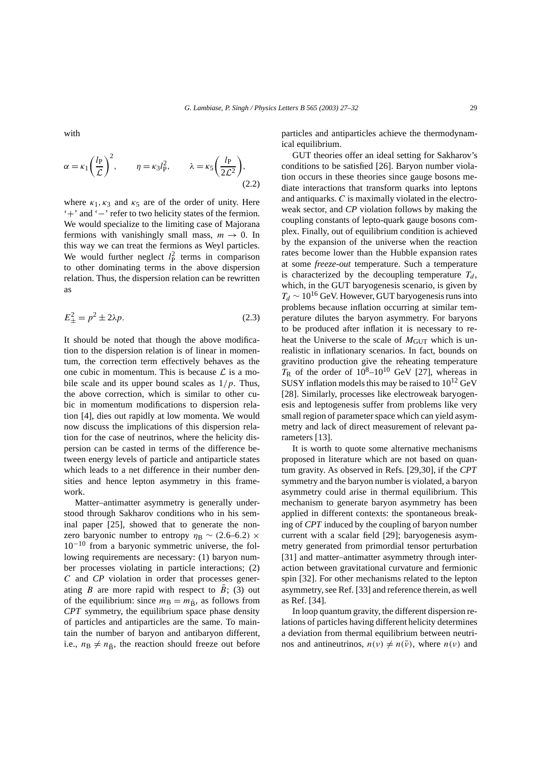with

$$\alpha = \kappa_1 \left(\frac{l_P}{\mathcal{L}}\right)^2, \qquad \eta = \kappa_3 l_P^2, \qquad \lambda = \kappa_5 \left(\frac{l_P}{2\mathcal{L}^2}\right), \tag{2.2}$$

where $\kappa_1, \kappa_3$ and $\kappa_5$ are of the order of unity. Here '+' and '−' refer to two helicity states of the fermion. We would specialize to the limiting case of Majorana fermions with vanishingly small mass, $m \to 0$. In this way we can treat the fermions as Weyl particles. We would further neglect $l_P^2$ terms in comparison to other dominating terms in the above dispersion relation. Thus, the dispersion relation can be rewritten as

$$E_\pm^2 = p^2 \pm 2\lambda p. \tag{2.3}$$

It should be noted that though the above modification to the dispersion relation is of linear in momentum, the correction term effectively behaves as the one cubic in momentum. This is because $\mathcal{L}$ is a mobile scale and its upper bound scales as $1/p$. Thus, the above correction, which is similar to other cubic in momentum modifications to dispersion relation [4], dies out rapidly at low momenta. We would now discuss the implications of this dispersion relation for the case of neutrinos, where the helicity dispersion can be casted in terms of the difference between energy levels of particle and antiparticle states which leads to a net difference in their number densities and hence lepton asymmetry in this framework.

Matter–antimatter asymmetry is generally understood through Sakharov conditions who in his seminal paper [25], showed that to generate the nonzero baryonic number to entropy $\eta_B \sim (2.6\text{–}6.2) \times 10^{-10}$ from a baryonic symmetric universe, the following requirements are necessary: (1) baryon number processes violating in particle interactions; (2) *C* and *CP* violation in order that processes generating $B$ are more rapid with respect to $\bar{B}$; (3) out of the equilibrium: since $m_B = m_{\bar{B}}$, as follows from *CPT* symmetry, the equilibrium space phase density of particles and antiparticles are the same. To maintain the number of baryon and antibaryon different, i.e., $n_B \neq n_{\bar{B}}$, the reaction should freeze out before particles and antiparticles achieve the thermodynamical equilibrium.

GUT theories offer an ideal setting for Sakharov's conditions to be satisfied [26]. Baryon number violation occurs in these theories since gauge bosons mediate interactions that transform quarks into leptons and antiquarks. *C* is maximally violated in the electroweak sector, and *CP* violation follows by making the coupling constants of lepto-quark gauge bosons complex. Finally, out of equilibrium condition is achieved by the expansion of the universe when the reaction rates become lower than the Hubble expansion rates at some *freeze-out* temperature. Such a temperature is characterized by the decoupling temperature $T_d$, which, in the GUT baryogenesis scenario, is given by $T_d \sim 10^{16}$ GeV. However, GUT baryogenesis runs into problems because inflation occurring at similar temperature dilutes the baryon asymmetry. For baryons to be produced after inflation it is necessary to reheat the Universe to the scale of $M_{\text{GUT}}$ which is unrealistic in inflationary scenarios. In fact, bounds on gravitino production give the reheating temperature $T_R$ of the order of $10^8$–$10^{10}$ GeV [27], whereas in SUSY inflation models this may be raised to $10^{12}$ GeV [28]. Similarly, processes like electroweak baryogenesis and leptogenesis suffer from problems like very small region of parameter space which can yield asymmetry and lack of direct measurement of relevant parameters [13].

It is worth to quote some alternative mechanisms proposed in literature which are not based on quantum gravity. As observed in Refs. [29,30], if the *CPT* symmetry and the baryon number is violated, a baryon asymmetry could arise in thermal equilibrium. This mechanism to generate baryon asymmetry has been applied in different contexts: the spontaneous breaking of *CPT* induced by the coupling of baryon number current with a scalar field [29]; baryogenesis asymmetry generated from primordial tensor perturbation [31] and matter–antimatter asymmetry through interaction between gravitational curvature and fermionic spin [32]. For other mechanisms related to the lepton asymmetry, see Ref. [33] and reference therein, as well as Ref. [34].

In loop quantum gravity, the different dispersion relations of particles having different helicity determines a deviation from thermal equilibrium between neutrinos and antineutrinos, $n(\nu) \neq n(\bar{\nu})$, where $n(\nu)$ and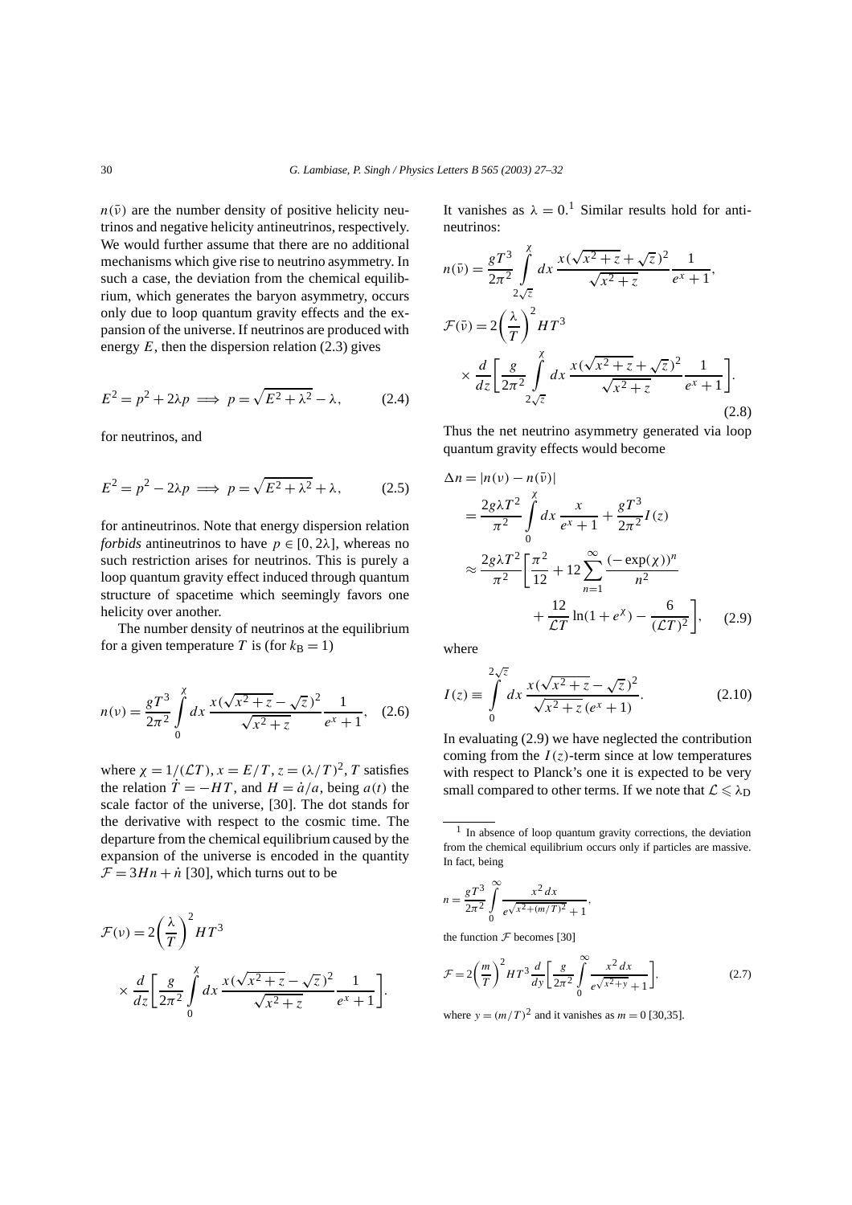$n(\bar{\nu})$ are the number density of positive helicity neutrinos and negative helicity antineutrinos, respectively. We would further assume that there are no additional mechanisms which give rise to neutrino asymmetry. In such a case, the deviation from the chemical equilibrium, which generates the baryon asymmetry, occurs only due to loop quantum gravity effects and the expansion of the universe. If neutrinos are produced with energy $E$, then the dispersion relation (2.3) gives

$$E^2 = p^2 + 2\lambda p \implies p = \sqrt{E^2 + \lambda^2} - \lambda, \tag{2.4}$$

for neutrinos, and

$$E^2 = p^2 - 2\lambda p \implies p = \sqrt{E^2 + \lambda^2} + \lambda, \tag{2.5}$$

for antineutrinos. Note that energy dispersion relation *forbids* antineutrinos to have $p \in [0, 2\lambda]$, whereas no such restriction arises for neutrinos. This is purely a loop quantum gravity effect induced through quantum structure of spacetime which seemingly favors one helicity over another.

The number density of neutrinos at the equilibrium for a given temperature $T$ is (for $k_B = 1$)

$$n(\nu) = \frac{gT^3}{2\pi^2} \int_0^{\chi} dx \, \frac{x(\sqrt{x^2+z} - \sqrt{z})^2}{\sqrt{x^2+z}} \frac{1}{e^x + 1}, \tag{2.6}$$

where $\chi = 1/(\mathcal{L}T)$, $x = E/T$, $z = (\lambda/T)^2$, $T$ satisfies the relation $\dot{T} = -HT$, and $H = \dot{a}/a$, being $a(t)$ the scale factor of the universe, [30]. The dot stands for the derivative with respect to the cosmic time. The departure from the chemical equilibrium caused by the expansion of the universe is encoded in the quantity $\mathcal{F} = 3Hn + \dot{n}$ [30], which turns out to be

$$\mathcal{F}(\nu) = 2\left(\frac{\lambda}{T}\right)^2 HT^3 \times \frac{d}{dz}\left[\frac{g}{2\pi^2} \int_0^{\chi} dx \, \frac{x(\sqrt{x^2+z} - \sqrt{z})^2}{\sqrt{x^2+z}} \frac{1}{e^x + 1}\right].$$

It vanishes as $\lambda = 0$.[1] Similar results hold for antineutrinos:

$$n(\bar{\nu}) = \frac{gT^3}{2\pi^2} \int_{2\sqrt{z}}^{\chi} dx \, \frac{x(\sqrt{x^2+z} + \sqrt{z})^2}{\sqrt{x^2+z}} \frac{1}{e^x + 1},$$

$$\mathcal{F}(\bar{\nu}) = 2\left(\frac{\lambda}{T}\right)^2 HT^3 \times \frac{d}{dz}\left[\frac{g}{2\pi^2} \int_{2\sqrt{z}}^{\chi} dx \, \frac{x(\sqrt{x^2+z} + \sqrt{z})^2}{\sqrt{x^2+z}} \frac{1}{e^x + 1}\right]. \tag{2.8}$$

Thus the net neutrino asymmetry generated via loop quantum gravity effects would become

$$\begin{aligned}
\Delta n &= |n(\nu) - n(\bar{\nu})| \\
&= \frac{2g\lambda T^2}{\pi^2} \int_0^{\chi} dx \, \frac{x}{e^x + 1} + \frac{gT^3}{2\pi^2} I(z) \\
&\approx \frac{2g\lambda T^2}{\pi^2} \left[\frac{\pi^2}{12} + 12 \sum_{n=1}^{\infty} \frac{(-\exp(\chi))^n}{n^2} + \frac{12}{\mathcal{L}T} \ln(1 + e^{\chi}) - \frac{6}{(\mathcal{L}T)^2}\right],
\end{aligned} \tag{2.9}$$

where

$$I(z) \equiv \int_0^{2\sqrt{z}} dx \, \frac{x(\sqrt{x^2+z} - \sqrt{z})^2}{\sqrt{x^2+z}\,(e^x + 1)}. \tag{2.10}$$

In evaluating (2.9) we have neglected the contribution coming from the $I(z)$-term since at low temperatures with respect to Planck's one it is expected to be very small compared to other terms. If we note that $\mathcal{L} \leqslant \lambda_D$

---

[1] In absence of loop quantum gravity corrections, the deviation from the chemical equilibrium occurs only if particles are massive. In fact, being

$$n = \frac{gT^3}{2\pi^2} \int_0^{\infty} \frac{x^2 \, dx}{e^{\sqrt{x^2 + (m/T)^2}} + 1},$$

the function $\mathcal{F}$ becomes [30]

$$\mathcal{F} = 2\left(\frac{m}{T}\right)^2 HT^3 \frac{d}{dy}\left[\frac{g}{2\pi^2} \int_0^{\infty} \frac{x^2 \, dx}{e^{\sqrt{x^2+y}} + 1}\right], \tag{2.7}$$

where $y = (m/T)^2$ and it vanishes as $m = 0$ [30,35].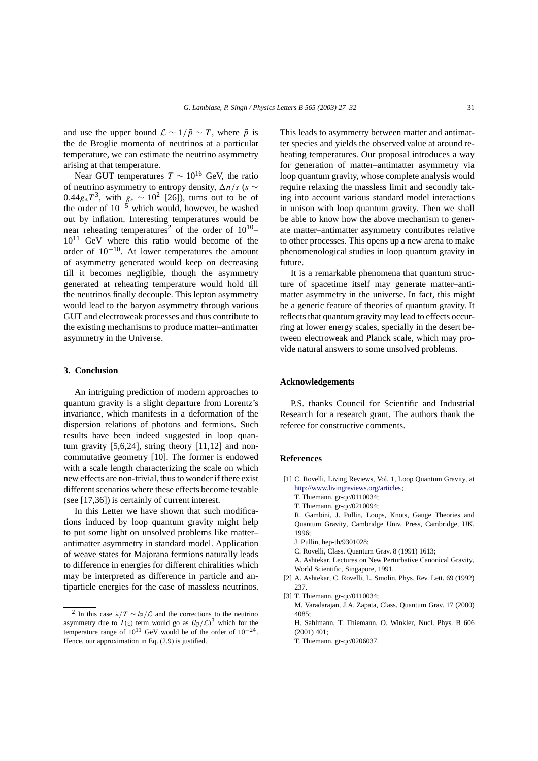and use the upper bound $\mathcal{L} \sim 1/\bar{p} \sim T$, where $\bar{p}$ is the de Broglie momenta of neutrinos at a particular temperature, we can estimate the neutrino asymmetry arising at that temperature.

Near GUT temperatures $T \sim 10^{16}$ GeV, the ratio of neutrino asymmetry to entropy density, $\Delta n/s$ ($s \sim 0.44 g_* T^3$, with $g_* \sim 10^2$ [26]), turns out to be of the order of $10^{-5}$ which would, however, be washed out by inflation. Interesting temperatures would be near reheating temperatures[2] of the order of $10^{10}$–$10^{11}$ GeV where this ratio would become of the order of $10^{-10}$. At lower temperatures the amount of asymmetry generated would keep on decreasing till it becomes negligible, though the asymmetry generated at reheating temperature would hold till the neutrinos finally decouple. This lepton asymmetry would lead to the baryon asymmetry through various GUT and electroweak processes and thus contribute to the existing mechanisms to produce matter–antimatter asymmetry in the Universe.

## 3. Conclusion

An intriguing prediction of modern approaches to quantum gravity is a slight departure from Lorentz's invariance, which manifests in a deformation of the dispersion relations of photons and fermions. Such results have been indeed suggested in loop quantum gravity [5,6,24], string theory [11,12] and non-commutative geometry [10]. The former is endowed with a scale length characterizing the scale on which new effects are non-trivial, thus to wonder if there exist different scenarios where these effects become testable (see [17,36]) is certainly of current interest.

In this Letter we have shown that such modifications induced by loop quantum gravity might help to put some light on unsolved problems like matter–antimatter asymmetry in standard model. Application of weave states for Majorana fermions naturally leads to difference in energies for different chiralities which may be interpreted as difference in particle and antiparticle energies for the case of massless neutrinos. This leads to asymmetry between matter and antimatter species and yields the observed value at around reheating temperatures. Our proposal introduces a way for generation of matter–antimatter asymmetry via loop quantum gravity, whose complete analysis would require relaxing the massless limit and secondly taking into account various standard model interactions in unison with loop quantum gravity. Then we shall be able to know how the above mechanism to generate matter–antimatter asymmetry relative to other processes. This opens up a new arena to make phenomenological studies in loop quantum gravity in future.

It is a remarkable phenomena that quantum structure of spacetime itself may generate matter–antimatter asymmetry in the universe. In fact, this might be a generic feature of theories of quantum gravity. It reflects that quantum gravity may lead to effects occurring at lower energy scales, specially in the desert between electroweak and Planck scale, which may provide natural answers to some unsolved problems.

[2] In this case $\lambda/T \sim l_P/\mathcal{L}$ and the corrections to the neutrino asymmetry due to $I(z)$ term would go as $(l_P/\mathcal{L})^3$ which for the temperature range of $10^{11}$ GeV would be of the order of $10^{-24}$. Hence, our approximation in Eq. (2.9) is justified.

## Acknowledgements

P.S. thanks Council for Scientific and Industrial Research for a research grant. The authors thank the referee for constructive comments.

## References

[1] C. Rovelli, Living Reviews, Vol. 1, Loop Quantum Gravity, at http://www.livingreviews.org/articles;
T. Thiemann, gr-qc/0110034;
T. Thiemann, gr-qc/0210094;
R. Gambini, J. Pullin, Loops, Knots, Gauge Theories and Quantum Gravity, Cambridge Univ. Press, Cambridge, UK, 1996;
J. Pullin, hep-th/9301028;
C. Rovelli, Class. Quantum Grav. 8 (1991) 1613;
A. Ashtekar, Lectures on New Perturbative Canonical Gravity, World Scientific, Singapore, 1991.

[2] A. Ashtekar, C. Rovelli, L. Smolin, Phys. Rev. Lett. 69 (1992) 237.

[3] T. Thiemann, gr-qc/0110034;
M. Varadarajan, J.A. Zapata, Class. Quantum Grav. 17 (2000) 4085;
H. Sahlmann, T. Thiemann, O. Winkler, Nucl. Phys. B 606 (2001) 401;
T. Thiemann, gr-qc/0206037.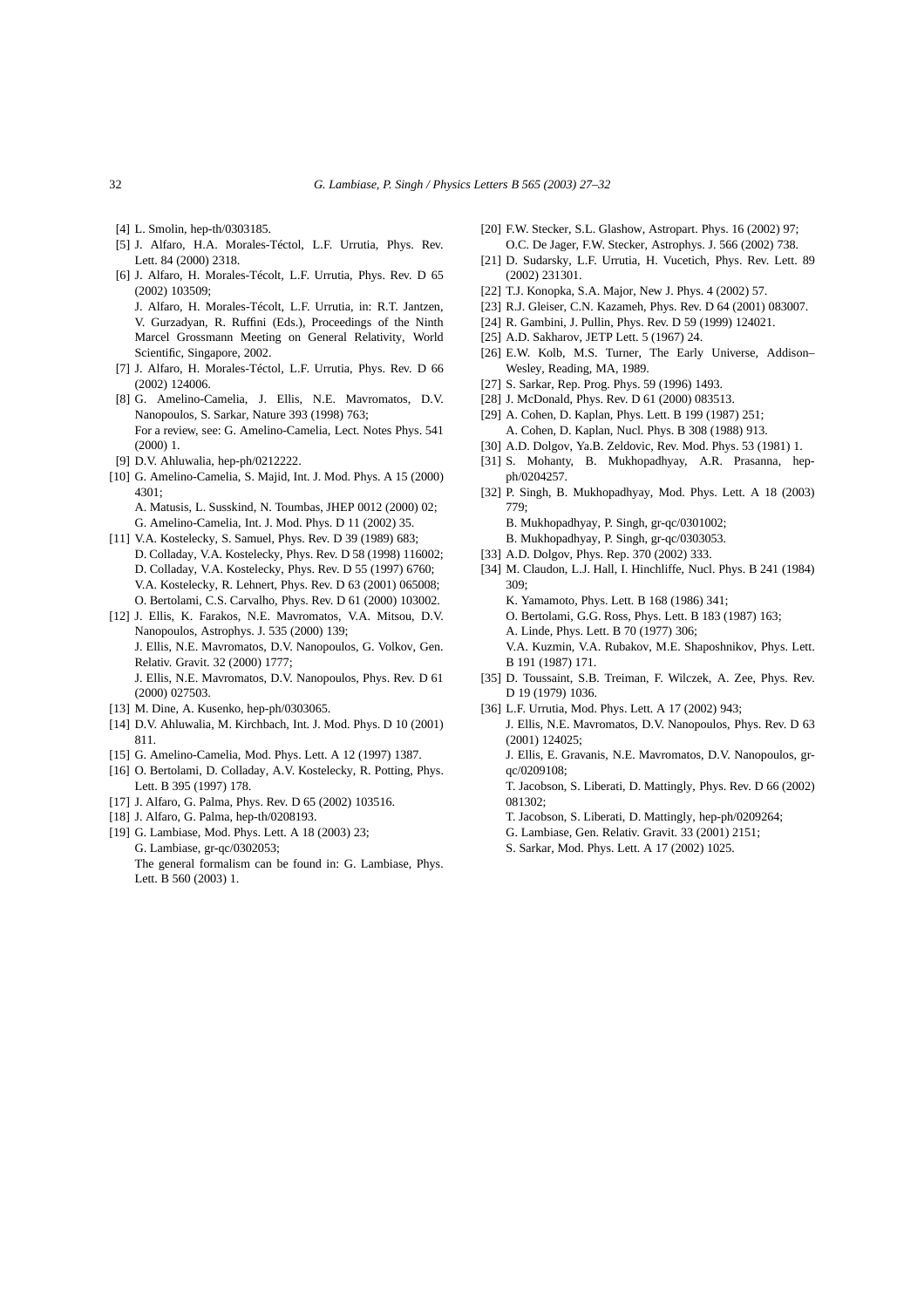[4] L. Smolin, hep-th/0303185.

[5] J. Alfaro, H.A. Morales-Téctol, L.F. Urrutia, Phys. Rev. Lett. 84 (2000) 2318.

[6] J. Alfaro, H. Morales-Técolt, L.F. Urrutia, Phys. Rev. D 65 (2002) 103509;
J. Alfaro, H. Morales-Técolt, L.F. Urrutia, in: R.T. Jantzen, V. Gurzadyan, R. Ruffini (Eds.), Proceedings of the Ninth Marcel Grossmann Meeting on General Relativity, World Scientific, Singapore, 2002.

[7] J. Alfaro, H. Morales-Téctol, L.F. Urrutia, Phys. Rev. D 66 (2002) 124006.

[8] G. Amelino-Camelia, J. Ellis, N.E. Mavromatos, D.V. Nanopoulos, S. Sarkar, Nature 393 (1998) 763;
For a review, see: G. Amelino-Camelia, Lect. Notes Phys. 541 (2000) 1.

[9] D.V. Ahluwalia, hep-ph/0212222.

[10] G. Amelino-Camelia, S. Majid, Int. J. Mod. Phys. A 15 (2000) 4301;
A. Matusis, L. Susskind, N. Toumbas, JHEP 0012 (2000) 02;
G. Amelino-Camelia, Int. J. Mod. Phys. D 11 (2002) 35.

[11] V.A. Kostelecky, S. Samuel, Phys. Rev. D 39 (1989) 683;
D. Colladay, V.A. Kostelecky, Phys. Rev. D 58 (1998) 116002;
D. Colladay, V.A. Kostelecky, Phys. Rev. D 55 (1997) 6760;
V.A. Kostelecky, R. Lehnert, Phys. Rev. D 63 (2001) 065008;
O. Bertolami, C.S. Carvalho, Phys. Rev. D 61 (2000) 103002.

[12] J. Ellis, K. Farakos, N.E. Mavromatos, V.A. Mitsou, D.V. Nanopoulos, Astrophys. J. 535 (2000) 139;
J. Ellis, N.E. Mavromatos, D.V. Nanopoulos, G. Volkov, Gen. Relativ. Gravit. 32 (2000) 1777;
J. Ellis, N.E. Mavromatos, D.V. Nanopoulos, Phys. Rev. D 61 (2000) 027503.

[13] M. Dine, A. Kusenko, hep-ph/0303065.

[14] D.V. Ahluwalia, M. Kirchbach, Int. J. Mod. Phys. D 10 (2001) 811.

[15] G. Amelino-Camelia, Mod. Phys. Lett. A 12 (1997) 1387.

[16] O. Bertolami, D. Colladay, A.V. Kostelecky, R. Potting, Phys. Lett. B 395 (1997) 178.

[17] J. Alfaro, G. Palma, Phys. Rev. D 65 (2002) 103516.

[18] J. Alfaro, G. Palma, hep-th/0208193.

[19] G. Lambiase, Mod. Phys. Lett. A 18 (2003) 23;
G. Lambiase, gr-qc/0302053;
The general formalism can be found in: G. Lambiase, Phys. Lett. B 560 (2003) 1.

[20] F.W. Stecker, S.L. Glashow, Astropart. Phys. 16 (2002) 97;
O.C. De Jager, F.W. Stecker, Astrophys. J. 566 (2002) 738.

[21] D. Sudarsky, L.F. Urrutia, H. Vucetich, Phys. Rev. Lett. 89 (2002) 231301.

[22] T.J. Konopka, S.A. Major, New J. Phys. 4 (2002) 57.

[23] R.J. Gleiser, C.N. Kazameh, Phys. Rev. D 64 (2001) 083007.

[24] R. Gambini, J. Pullin, Phys. Rev. D 59 (1999) 124021.

[25] A.D. Sakharov, JETP Lett. 5 (1967) 24.

[26] E.W. Kolb, M.S. Turner, The Early Universe, Addison–Wesley, Reading, MA, 1989.

[27] S. Sarkar, Rep. Prog. Phys. 59 (1996) 1493.

[28] J. McDonald, Phys. Rev. D 61 (2000) 083513.

[29] A. Cohen, D. Kaplan, Phys. Lett. B 199 (1987) 251;
A. Cohen, D. Kaplan, Nucl. Phys. B 308 (1988) 913.

[30] A.D. Dolgov, Ya.B. Zeldovic, Rev. Mod. Phys. 53 (1981) 1.

[31] S. Mohanty, B. Mukhopadhyay, A.R. Prasanna, hep-ph/0204257.

[32] P. Singh, B. Mukhopadhyay, Mod. Phys. Lett. A 18 (2003) 779;
B. Mukhopadhyay, P. Singh, gr-qc/0301002;
B. Mukhopadhyay, P. Singh, gr-qc/0303053.

[33] A.D. Dolgov, Phys. Rep. 370 (2002) 333.

[34] M. Claudon, L.J. Hall, I. Hinchliffe, Nucl. Phys. B 241 (1984) 309;
K. Yamamoto, Phys. Lett. B 168 (1986) 341;
O. Bertolami, G.G. Ross, Phys. Lett. B 183 (1987) 163;
A. Linde, Phys. Lett. B 70 (1977) 306;
V.A. Kuzmin, V.A. Rubakov, M.E. Shaposhnikov, Phys. Lett. B 191 (1987) 171.

[35] D. Toussaint, S.B. Treiman, F. Wilczek, A. Zee, Phys. Rev. D 19 (1979) 1036.

[36] L.F. Urrutia, Mod. Phys. Lett. A 17 (2002) 943;
J. Ellis, N.E. Mavromatos, D.V. Nanopoulos, Phys. Rev. D 63 (2001) 124025;
J. Ellis, E. Gravanis, N.E. Mavromatos, D.V. Nanopoulos, gr-qc/0209108;
T. Jacobson, S. Liberati, D. Mattingly, Phys. Rev. D 66 (2002) 081302;
T. Jacobson, S. Liberati, D. Mattingly, hep-ph/0209264;
G. Lambiase, Gen. Relativ. Gravit. 33 (2001) 2151;
S. Sarkar, Mod. Phys. Lett. A 17 (2002) 1025.